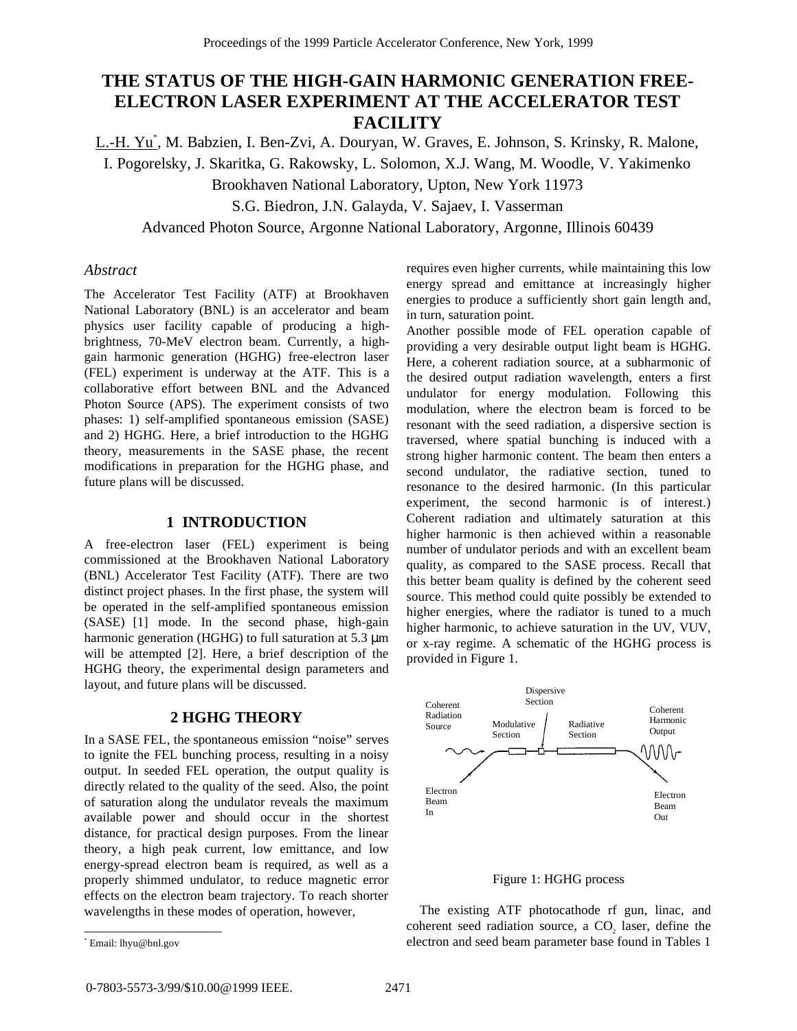# THE STATUS OF THE HIGH-GAIN HARMONIC GENERATION FREE-ELECTRON LASER EXPERIMENT AT THE ACCELERATOR TEST FACILITY

L.-H. Yu[*], M. Babzien, I. Ben-Zvi, A. Douryan, W. Graves, E. Johnson, S. Krinsky, R. Malone, I. Pogorelsky, J. Skaritka, G. Rakowsky, L. Solomon, X.J. Wang, M. Woodle, V. Yakimenko

Brookhaven National Laboratory, Upton, New York 11973

S.G. Biedron, J.N. Galayda, V. Sajaev, I. Vasserman

Advanced Photon Source, Argonne National Laboratory, Argonne, Illinois 60439

### *Abstract*

The Accelerator Test Facility (ATF) at Brookhaven National Laboratory (BNL) is an accelerator and beam physics user facility capable of producing a high-brightness, 70-MeV electron beam. Currently, a high-gain harmonic generation (HGHG) free-electron laser (FEL) experiment is underway at the ATF. This is a collaborative effort between BNL and the Advanced Photon Source (APS). The experiment consists of two phases: 1) self-amplified spontaneous emission (SASE) and 2) HGHG. Here, a brief introduction to the HGHG theory, measurements in the SASE phase, the recent modifications in preparation for the HGHG phase, and future plans will be discussed.

## 1 INTRODUCTION

A free-electron laser (FEL) experiment is being commissioned at the Brookhaven National Laboratory (BNL) Accelerator Test Facility (ATF). There are two distinct project phases. In the first phase, the system will be operated in the self-amplified spontaneous emission (SASE) [1] mode. In the second phase, high-gain harmonic generation (HGHG) to full saturation at 5.3 μm will be attempted [2]. Here, a brief description of the HGHG theory, the experimental design parameters and layout, and future plans will be discussed.

## 2 HGHG THEORY

In a SASE FEL, the spontaneous emission "noise" serves to ignite the FEL bunching process, resulting in a noisy output. In seeded FEL operation, the output quality is directly related to the quality of the seed. Also, the point of saturation along the undulator reveals the maximum available power and should occur in the shortest distance, for practical design purposes. From the linear theory, a high peak current, low emittance, and low energy-spread electron beam is required, as well as a properly shimmed undulator, to reduce magnetic error effects on the electron beam trajectory. To reach shorter wavelengths in these modes of operation, however, requires even higher currents, while maintaining this low energy spread and emittance at increasingly higher energies to produce a sufficiently short gain length and, in turn, saturation point.

Another possible mode of FEL operation capable of providing a very desirable output light beam is HGHG. Here, a coherent radiation source, at a subharmonic of the desired output radiation wavelength, enters a first undulator for energy modulation. Following this modulation, where the electron beam is forced to be resonant with the seed radiation, a dispersive section is traversed, where spatial bunching is induced with a strong higher harmonic content. The beam then enters a second undulator, the radiative section, tuned to resonance to the desired harmonic. (In this particular experiment, the second harmonic is of interest.) Coherent radiation and ultimately saturation at this higher harmonic is then achieved within a reasonable number of undulator periods and with an excellent beam quality, as compared to the SASE process. Recall that this better beam quality is defined by the coherent seed source. This method could quite possibly be extended to higher energies, where the radiator is tuned to a much higher harmonic, to achieve saturation in the UV, VUV, or x-ray regime. A schematic of the HGHG process is provided in Figure 1.

Coherent Radiation Source

Dispersive Section

Modulative Section

Radiative Section

Coherent Harmonic Output

Electron Beam In

Electron Beam Out

Figure 1: HGHG process

The existing ATF photocathode rf gun, linac, and coherent seed radiation source, a $CO_2$ laser, define the electron and seed beam parameter base found in Tables 1

[*] Email: lhyu@bnl.gov

0-7803-5573-3/99/$10.00@1999 IEEE.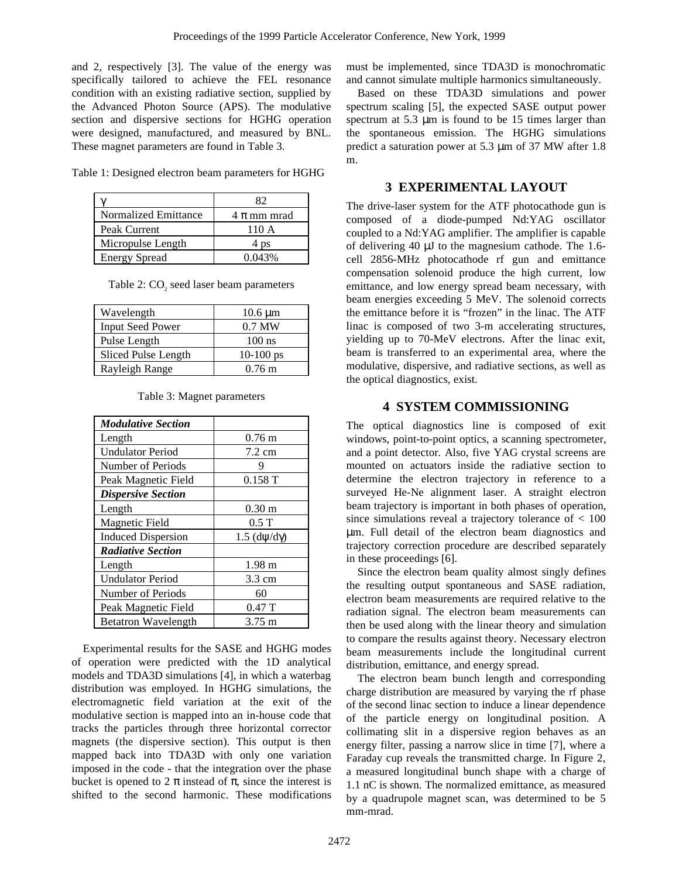and 2, respectively [3]. The value of the energy was specifically tailored to achieve the FEL resonance condition with an existing radiative section, supplied by the Advanced Photon Source (APS). The modulative section and dispersive sections for HGHG operation were designed, manufactured, and measured by BNL. These magnet parameters are found in Table 3.

Table 1: Designed electron beam parameters for HGHG

| $\gamma$ | 82 |
|---|---|
| Normalized Emittance | $4\pi$ mm mrad |
| Peak Current | 110 A |
| Micropulse Length | 4 ps |
| Energy Spread | 0.043% |

Table 2: $CO_2$ seed laser beam parameters

| Wavelength | 10.6 μm |
|---|---|
| Input Seed Power | 0.7 MW |
| Pulse Length | 100 ns |
| Sliced Pulse Length | 10-100 ps |
| Rayleigh Range | 0.76 m |

Table 3: Magnet parameters

| ***Modulative Section*** | |
|---|---|
| Length | 0.76 m |
| Undulator Period | 7.2 cm |
| Number of Periods | 9 |
| Peak Magnetic Field | 0.158 T |
| ***Dispersive Section*** | |
| Length | 0.30 m |
| Magnetic Field | 0.5 T |
| Induced Dispersion | 1.5 ($d\psi/d\gamma$) |
| ***Radiative Section*** | |
| Length | 1.98 m |
| Undulator Period | 3.3 cm |
| Number of Periods | 60 |
| Peak Magnetic Field | 0.47 T |
| Betatron Wavelength | 3.75 m |

Experimental results for the SASE and HGHG modes of operation were predicted with the 1D analytical models and TDA3D simulations [4], in which a waterbag distribution was employed. In HGHG simulations, the electromagnetic field variation at the exit of the modulative section is mapped into an in-house code that tracks the particles through three horizontal corrector magnets (the dispersive section). This output is then mapped back into TDA3D with only one variation imposed in the code - that the integration over the phase bucket is opened to $2\pi$ instead of $\pi$, since the interest is shifted to the second harmonic. These modifications must be implemented, since TDA3D is monochromatic and cannot simulate multiple harmonics simultaneously.

Based on these TDA3D simulations and power spectrum scaling [5], the expected SASE output power spectrum at 5.3 μm is found to be 15 times larger than the spontaneous emission. The HGHG simulations predict a saturation power at 5.3 μm of 37 MW after 1.8 m.

## 3 EXPERIMENTAL LAYOUT

The drive-laser system for the ATF photocathode gun is composed of a diode-pumped Nd:YAG oscillator coupled to a Nd:YAG amplifier. The amplifier is capable of delivering 40 μJ to the magnesium cathode. The 1.6-cell 2856-MHz photocathode rf gun and emittance compensation solenoid produce the high current, low emittance, and low energy spread beam necessary, with beam energies exceeding 5 MeV. The solenoid corrects the emittance before it is "frozen" in the linac. The ATF linac is composed of two 3-m accelerating structures, yielding up to 70-MeV electrons. After the linac exit, beam is transferred to an experimental area, where the modulative, dispersive, and radiative sections, as well as the optical diagnostics, exist.

## 4 SYSTEM COMMISSIONING

The optical diagnostics line is composed of exit windows, point-to-point optics, a scanning spectrometer, and a point detector. Also, five YAG crystal screens are mounted on actuators inside the radiative section to determine the electron trajectory in reference to a surveyed He-Ne alignment laser. A straight electron beam trajectory is important in both phases of operation, since simulations reveal a trajectory tolerance of < 100 μm. Full detail of the electron beam diagnostics and trajectory correction procedure are described separately in these proceedings [6].

Since the electron beam quality almost singly defines the resulting output spontaneous and SASE radiation, electron beam measurements are required relative to the radiation signal. The electron beam measurements can then be used along with the linear theory and simulation to compare the results against theory. Necessary electron beam measurements include the longitudinal current distribution, emittance, and energy spread.

The electron beam bunch length and corresponding charge distribution are measured by varying the rf phase of the second linac section to induce a linear dependence of the particle energy on longitudinal position. A collimating slit in a dispersive region behaves as an energy filter, passing a narrow slice in time [7], where a Faraday cup reveals the transmitted charge. In Figure 2, a measured longitudinal bunch shape with a charge of 1.1 nC is shown. The normalized emittance, as measured by a quadrupole magnet scan, was determined to be 5 mm-mrad.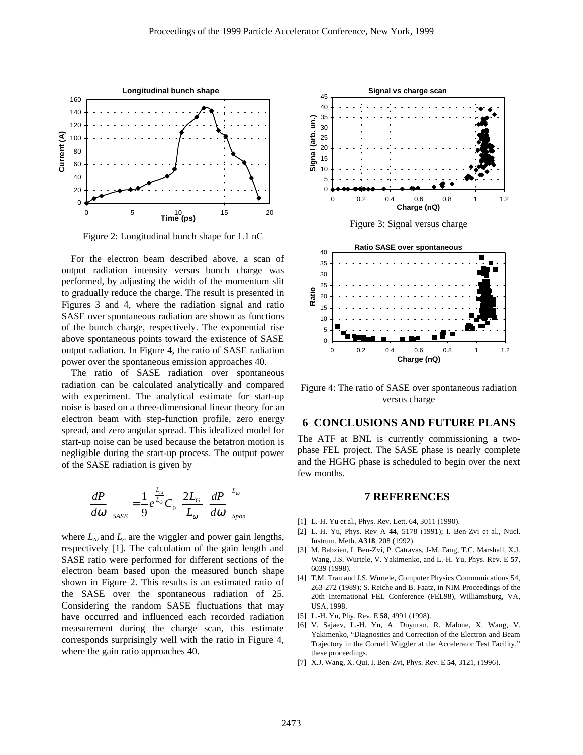Longitudinal bunch shape

Current (A)

160
140
120
100
80
60
40
20
0

0 5 10 15 20

Time (ps)

Figure 2: Longitudinal bunch shape for 1.1 nC

For the electron beam described above, a scan of output radiation intensity versus bunch charge was performed, by adjusting the width of the momentum slit to gradually reduce the charge. The result is presented in Figures 3 and 4, where the radiation signal and ratio SASE over spontaneous radiation are shown as functions of the bunch charge, respectively. The exponential rise above spontaneous points toward the existence of SASE output radiation. In Figure 4, the ratio of SASE radiation power over the spontaneous emission approaches 40.

The ratio of SASE radiation over spontaneous radiation can be calculated analytically and compared with experiment. The analytical estimate for start-up noise is based on a three-dimensional linear theory for an electron beam with step-function profile, zero energy spread, and zero angular spread. This idealized model for start-up noise can be used because the betatron motion is negligible during the start-up process. The output power of the SASE radiation is given by

$$\left(\frac{dP}{d\omega}\right)_{SASE} = \frac{1}{9} e^{\frac{L_\omega}{L_G}} C_0 \left(\frac{2L_G}{L_\omega}\right)\left(\frac{dP}{d\omega}\right)^{L_\omega}_{Spon}$$

where $L_\omega$ and $L_G$ are the wiggler and power gain lengths, respectively [1]. The calculation of the gain length and SASE ratio were performed for different sections of the electron beam based upon the measured bunch shape shown in Figure 2. This results is an estimated ratio of the SASE over the spontaneous radiation of 25. Considering the random SASE fluctuations that may have occurred and influenced each recorded radiation measurement during the charge scan, this estimate corresponds surprisingly well with the ratio in Figure 4, where the gain ratio approaches 40.

Signal vs charge scan

Signal (arb. un.)

45
40
35
30
25
20
15
10
5
0

0 0.2 0.4 0.6 0.8 1 1.2

Charge (nQ)

Figure 3: Signal versus charge

Ratio SASE over spontaneous

Ratio

40
35
30
25
20
15
10
5
0

0 0.2 0.4 0.6 0.8 1 1.2

Charge (nQ)

Figure 4: The ratio of SASE over spontaneous radiation versus charge

## 6 CONCLUSIONS AND FUTURE PLANS

The ATF at BNL is currently commissioning a two-phase FEL project. The SASE phase is nearly complete and the HGHG phase is scheduled to begin over the next few months.

## 7 REFERENCES

[1] L.-H. Yu et al., Phys. Rev. Lett. 64, 3011 (1990).
[2] L.-H. Yu, Phys. Rev A **44**, 5178 (1991); I. Ben-Zvi et al., Nucl. Instrum. Meth. **A318**, 208 (1992).
[3] M. Babzien, I. Ben-Zvi, P. Catravas, J-M. Fang, T.C. Marshall, X.J. Wang, J.S. Wurtele, V. Yakimenko, and L.-H. Yu, Phys. Rev. E **57**, 6039 (1998).
[4] T.M. Tran and J.S. Wurtele, Computer Physics Communications 54, 263-272 (1989); S. Reiche and B. Faatz, in NIM Proceedings of the 20th International FEL Conference (FEL98), Williamsburg, VA, USA, 1998.
[5] L.-H. Yu, Phy. Rev. E **58**, 4991 (1998).
[6] V. Sajaev, L.-H. Yu, A. Doyuran, R. Malone, X. Wang, V. Yakimenko, "Diagnostics and Correction of the Electron and Beam Trajectory in the Cornell Wiggler at the Accelerator Test Facility," these proceedings.
[7] X.J. Wang, X. Qui, I. Ben-Zvi, Phys. Rev. E **54**, 3121, (1996).